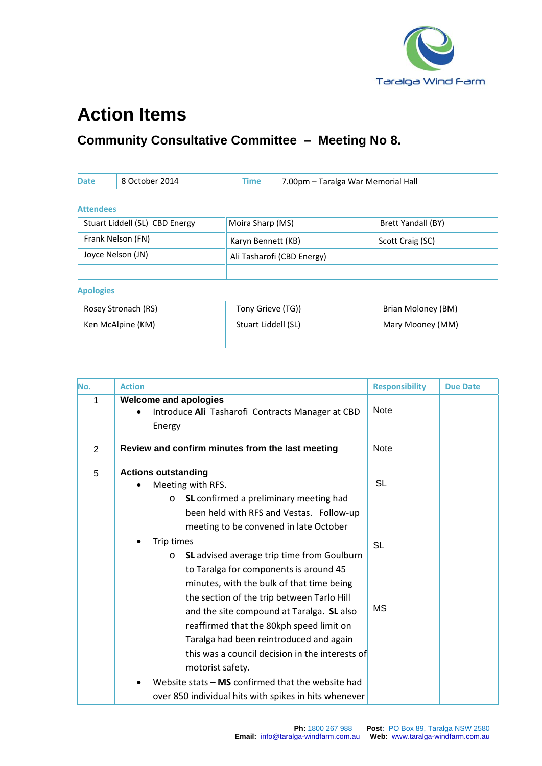Taralga Wind Farm

# Action Items

## Community Consultative Committee – Meeting No 8.

| Date | 8 October 2014 | Time | 7.00pm – Taralga War Memorial Hall |
|---|---|---|---|

**Attendees**

| | | |
|---|---|---|
| Stuart Liddell (SL) CBD Energy | Moira Sharp (MS) | Brett Yandall (BY) |
| Frank Nelson (FN) | Karyn Bennett (KB) | Scott Craig (SC) |
| Joyce Nelson (JN) | Ali Tasharofi (CBD Energy) | |
| | | |

**Apologies**

| | | |
|---|---|---|
| Rosey Stronach (RS) | Tony Grieve (TG)) | Brian Moloney (BM) |
| Ken McAlpine (KM) | Stuart Liddell (SL) | Mary Mooney (MM) |
| | | |

| No. | Action | Responsibility | Due Date |
|---|---|---|---|
| 1 | **Welcome and apologies**<br>• Introduce **Ali** Tasharofi Contracts Manager at CBD Energy | Note | |
| 2 | **Review and confirm minutes from the last meeting** | Note | |
| 5 | **Actions outstanding**<br>• Meeting with RFS.<br>  o **SL** confirmed a preliminary meeting had been held with RFS and Vestas. Follow-up meeting to be convened in late October<br>• Trip times<br>  o **SL** advised average trip time from Goulburn to Taralga for components is around 45 minutes, with the bulk of that time being the section of the trip between Tarlo Hill and the site compound at Taralga. **SL** also reaffirmed that the 80kph speed limit on Taralga had been reintroduced and again this was a council decision in the interests of motorist safety.<br>• Website stats – **MS** confirmed that the website had over 850 individual hits with spikes in hits whenever | SL<br><br>SL<br><br>MS | |

**Ph:** 1800 267 988 **Post**: PO Box 89, Taralga NSW 2580
**Email:** info@taralga-windfarm.com.au **Web:** www.taralga-windfarm.com.au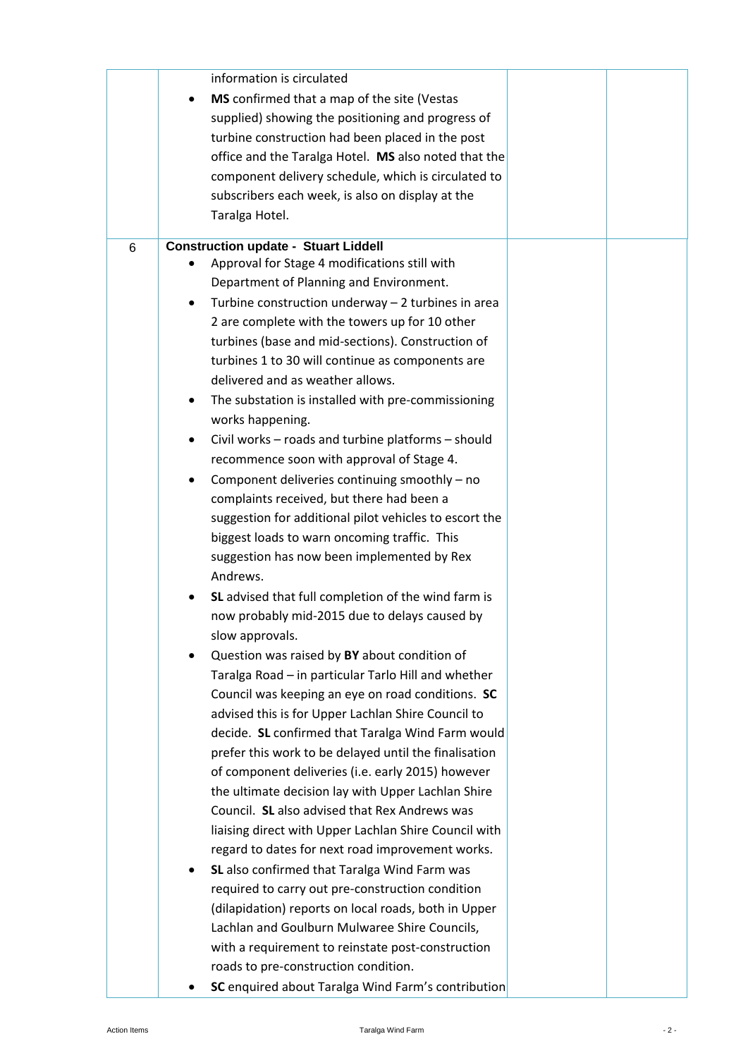| | | | |
|---|---|---|---|
| | information is circulated<br>• **MS** confirmed that a map of the site (Vestas supplied) showing the positioning and progress of turbine construction had been placed in the post office and the Taralga Hotel. **MS** also noted that the component delivery schedule, which is circulated to subscribers each week, is also on display at the Taralga Hotel. | | |
| 6 | **Construction update - Stuart Liddell**<br>• Approval for Stage 4 modifications still with Department of Planning and Environment.<br>• Turbine construction underway – 2 turbines in area 2 are complete with the towers up for 10 other turbines (base and mid-sections). Construction of turbines 1 to 30 will continue as components are delivered and as weather allows.<br>• The substation is installed with pre-commissioning works happening.<br>• Civil works – roads and turbine platforms – should recommence soon with approval of Stage 4.<br>• Component deliveries continuing smoothly – no complaints received, but there had been a suggestion for additional pilot vehicles to escort the biggest loads to warn oncoming traffic. This suggestion has now been implemented by Rex Andrews.<br>• **SL** advised that full completion of the wind farm is now probably mid-2015 due to delays caused by slow approvals.<br>• Question was raised by **BY** about condition of Taralga Road – in particular Tarlo Hill and whether Council was keeping an eye on road conditions. **SC** advised this is for Upper Lachlan Shire Council to decide. **SL** confirmed that Taralga Wind Farm would prefer this work to be delayed until the finalisation of component deliveries (i.e. early 2015) however the ultimate decision lay with Upper Lachlan Shire Council. **SL** also advised that Rex Andrews was liaising direct with Upper Lachlan Shire Council with regard to dates for next road improvement works.<br>• **SL** also confirmed that Taralga Wind Farm was required to carry out pre-construction condition (dilapidation) reports on local roads, both in Upper Lachlan and Goulburn Mulwaree Shire Councils, with a requirement to reinstate post-construction roads to pre-construction condition.<br>• **SC** enquired about Taralga Wind Farm's contribution | | |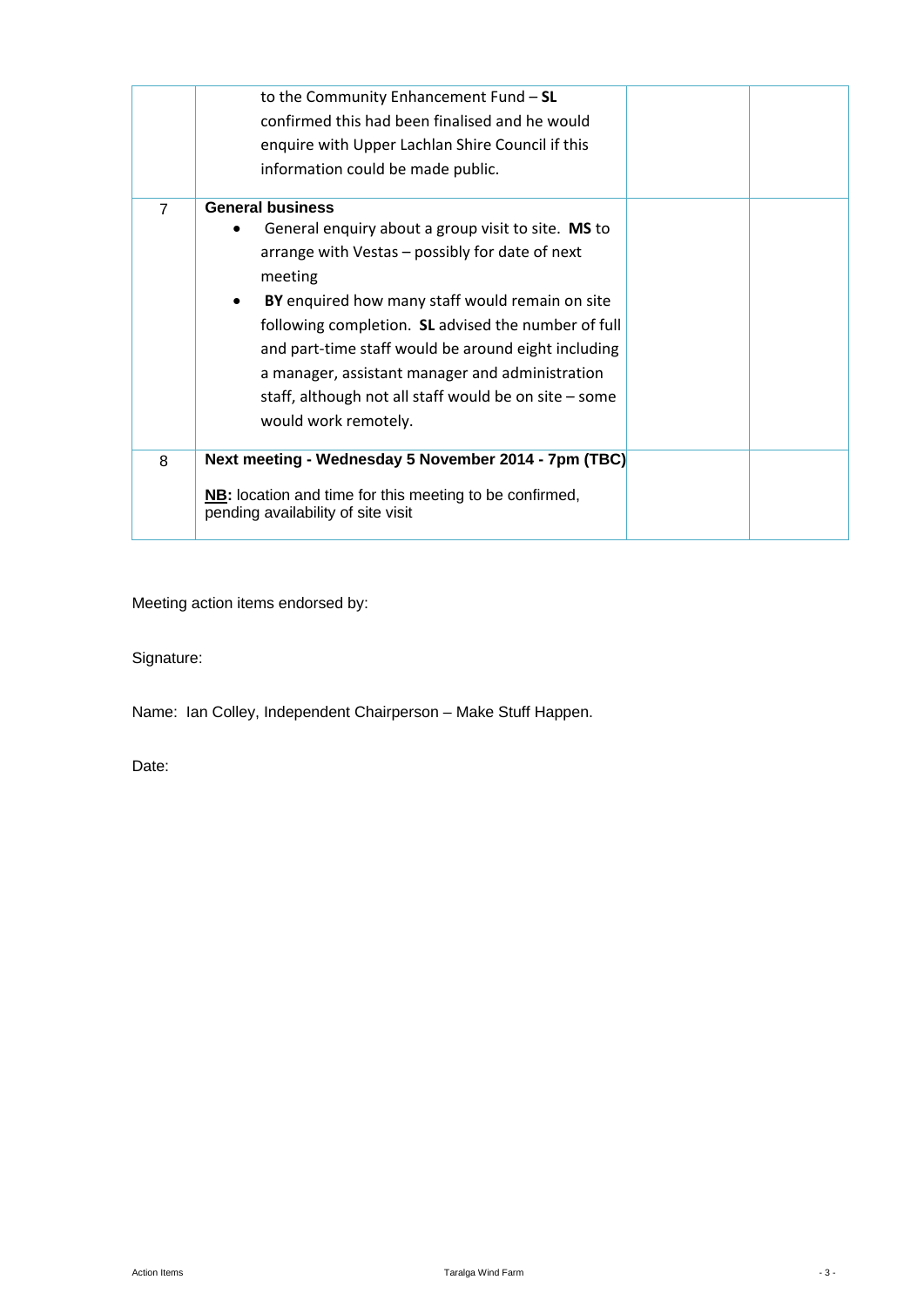| | | | |
|---|---|---|---|
| | to the Community Enhancement Fund – **SL** confirmed this had been finalised and he would enquire with Upper Lachlan Shire Council if this information could be made public. | | |
| 7 | **General business**<br>• General enquiry about a group visit to site. **MS** to arrange with Vestas – possibly for date of next meeting<br>• **BY** enquired how many staff would remain on site following completion. **SL** advised the number of full and part-time staff would be around eight including a manager, assistant manager and administration staff, although not all staff would be on site – some would work remotely. | | |
| 8 | **Next meeting - Wednesday 5 November 2014 - 7pm (TBC)**<br><br>**NB:** location and time for this meeting to be confirmed, pending availability of site visit | | |

Meeting action items endorsed by:

Signature:

Name: Ian Colley, Independent Chairperson – Make Stuff Happen.

Date: